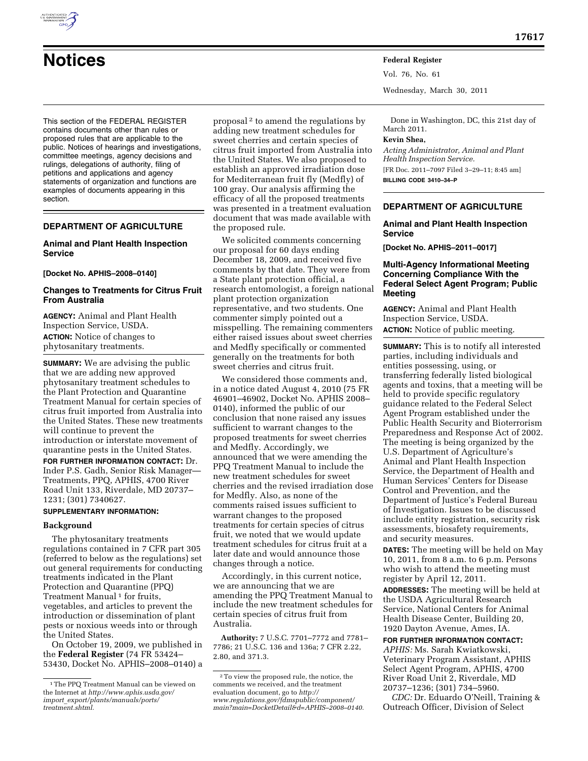# Notices

This section of the FEDERAL REGISTER contains documents other than rules or proposed rules that are applicable to the public. Notices of hearings and investigations, committee meetings, agency decisions and rulings, delegations of authority, filing of petitions and applications and agency statements of organization and functions are examples of documents appearing in this section.

## DEPARTMENT OF AGRICULTURE

### Animal and Plant Health Inspection Service

**[Docket No. APHIS–2008–0140]**

### Changes to Treatments for Citrus Fruit From Australia

**AGENCY:** Animal and Plant Health Inspection Service, USDA.

**ACTION:** Notice of changes to phytosanitary treatments.

**SUMMARY:** We are advising the public that we are adding new approved phytosanitary treatment schedules to the Plant Protection and Quarantine Treatment Manual for certain species of citrus fruit imported from Australia into the United States. These new treatments will continue to prevent the introduction or interstate movement of quarantine pests in the United States.

**FOR FURTHER INFORMATION CONTACT:** Dr. Inder P.S. Gadh, Senior Risk Manager—Treatments, PPQ, APHIS, 4700 River Road Unit 133, Riverdale, MD 20737–1231; (301) 7340627.

**SUPPLEMENTARY INFORMATION:**

#### Background

The phytosanitary treatments regulations contained in 7 CFR part 305 (referred to below as the regulations) set out general requirements for conducting treatments indicated in the Plant Protection and Quarantine (PPQ) Treatment Manual [1] for fruits, vegetables, and articles to prevent the introduction or dissemination of plant pests or noxious weeds into or through the United States.

On October 19, 2009, we published in the **Federal Register** (74 FR 53424–53430, Docket No. APHIS–2008–0140) a proposal [2] to amend the regulations by adding new treatment schedules for sweet cherries and certain species of citrus fruit imported from Australia into the United States. We also proposed to establish an approved irradiation dose for Mediterranean fruit fly (Medfly) of 100 gray. Our analysis affirming the efficacy of all the proposed treatments was presented in a treatment evaluation document that was made available with the proposed rule.

We solicited comments concerning our proposal for 60 days ending December 18, 2009, and received five comments by that date. They were from a State plant protection official, a research entomologist, a foreign national plant protection organization representative, and two students. One commenter simply pointed out a misspelling. The remaining commenters either raised issues about sweet cherries and Medfly specifically or commented generally on the treatments for both sweet cherries and citrus fruit.

We considered those comments and, in a notice dated August 4, 2010 (75 FR 46901–46902, Docket No. APHIS 2008–0140), informed the public of our conclusion that none raised any issues sufficient to warrant changes to the proposed treatments for sweet cherries and Medfly. Accordingly, we announced that we were amending the PPQ Treatment Manual to include the new treatment schedules for sweet cherries and the revised irradiation dose for Medfly. Also, as none of the comments raised issues sufficient to warrant changes to the proposed treatments for certain species of citrus fruit, we noted that we would update treatment schedules for citrus fruit at a later date and would announce those changes through a notice.

Accordingly, in this current notice, we are announcing that we are amending the PPQ Treatment Manual to include the new treatment schedules for certain species of citrus fruit from Australia.

**Authority:** 7 U.S.C. 7701–7772 and 7781–7786; 21 U.S.C. 136 and 136a; 7 CFR 2.22, 2.80, and 371.3.

Done in Washington, DC, this 21st day of March 2011.

**Kevin Shea,**

*Acting Administrator, Animal and Plant Health Inspection Service.*

[FR Doc. 2011–7097 Filed 3–29–11; 8:45 am]

**BILLING CODE 3410–34–P**

[1] The PPQ Treatment Manual can be viewed on the Internet at *http://www.aphis.usda.gov/import_export/plants/manuals/ports/treatment.shtml.*

[2] To view the proposed rule, the notice, the comments we received, and the treatment evaluation document, go to *http://www.regulations.gov/fdmspublic/component/main?main=DocketDetail&d=APHIS–2008–0140.*

## DEPARTMENT OF AGRICULTURE

### Animal and Plant Health Inspection Service

**[Docket No. APHIS–2011–0017]**

### Multi-Agency Informational Meeting Concerning Compliance With the Federal Select Agent Program; Public Meeting

**AGENCY:** Animal and Plant Health Inspection Service, USDA.

**ACTION:** Notice of public meeting.

**SUMMARY:** This is to notify all interested parties, including individuals and entities possessing, using, or transferring federally listed biological agents and toxins, that a meeting will be held to provide specific regulatory guidance related to the Federal Select Agent Program established under the Public Health Security and Bioterrorism Preparedness and Response Act of 2002. The meeting is being organized by the U.S. Department of Agriculture's Animal and Plant Health Inspection Service, the Department of Health and Human Services' Centers for Disease Control and Prevention, and the Department of Justice's Federal Bureau of Investigation. Issues to be discussed include entity registration, security risk assessments, biosafety requirements, and security measures.

**DATES:** The meeting will be held on May 10, 2011, from 8 a.m. to 6 p.m. Persons who wish to attend the meeting must register by April 12, 2011.

**ADDRESSES:** The meeting will be held at the USDA Agricultural Research Service, National Centers for Animal Health Disease Center, Building 20, 1920 Dayton Avenue, Ames, IA.

**FOR FURTHER INFORMATION CONTACT:**

*APHIS:* Ms. Sarah Kwiatkowski, Veterinary Program Assistant, APHIS Select Agent Program, APHIS, 4700 River Road Unit 2, Riverdale, MD 20737–1236; (301) 734–5960.

*CDC:* Dr. Eduardo O'Neill, Training & Outreach Officer, Division of Select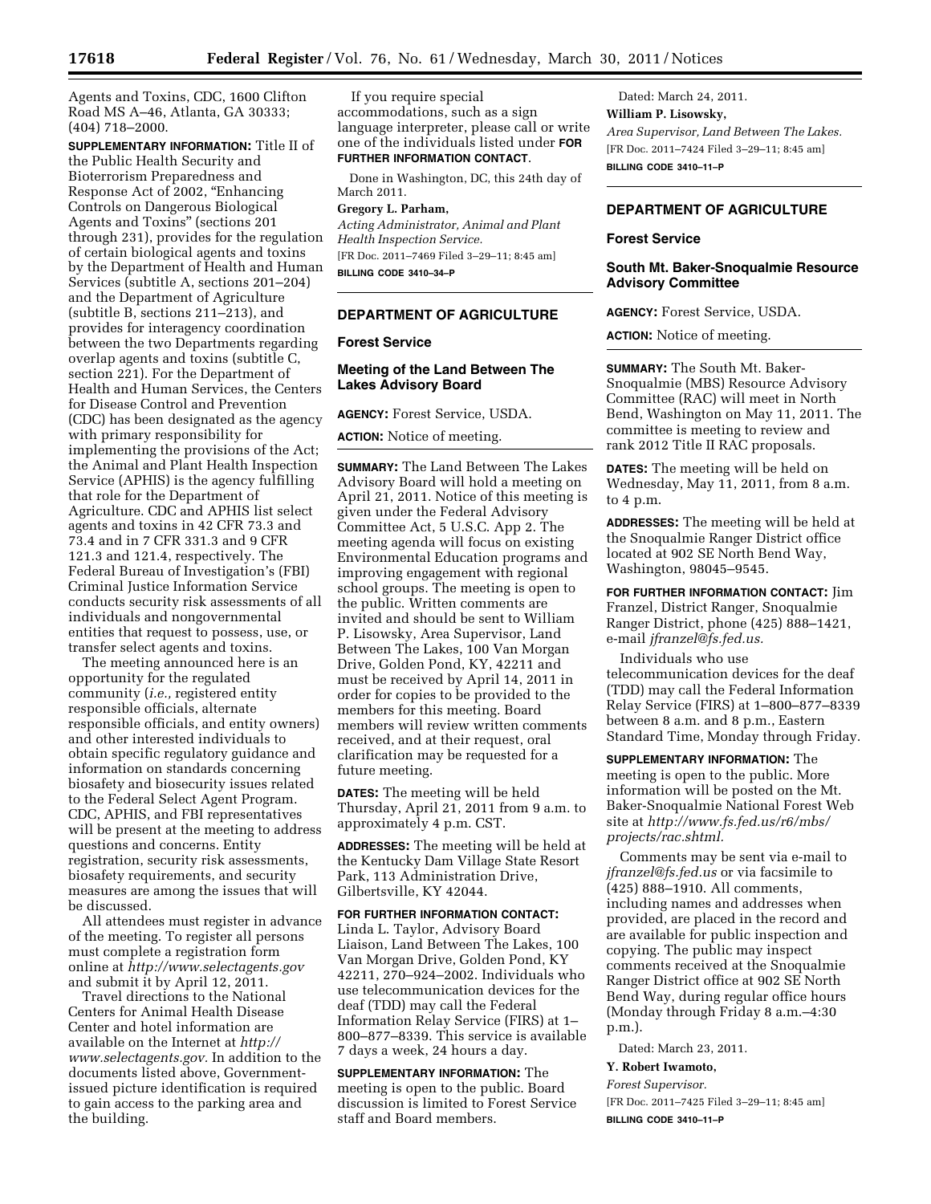Agents and Toxins, CDC, 1600 Clifton Road MS A–46, Atlanta, GA 30333; (404) 718–2000.

**SUPPLEMENTARY INFORMATION:** Title II of the Public Health Security and Bioterrorism Preparedness and Response Act of 2002, "Enhancing Controls on Dangerous Biological Agents and Toxins" (sections 201 through 231), provides for the regulation of certain biological agents and toxins by the Department of Health and Human Services (subtitle A, sections 201–204) and the Department of Agriculture (subtitle B, sections 211–213), and provides for interagency coordination between the two Departments regarding overlap agents and toxins (subtitle C, section 221). For the Department of Health and Human Services, the Centers for Disease Control and Prevention (CDC) has been designated as the agency with primary responsibility for implementing the provisions of the Act; the Animal and Plant Health Inspection Service (APHIS) is the agency fulfilling that role for the Department of Agriculture. CDC and APHIS list select agents and toxins in 42 CFR 73.3 and 73.4 and in 7 CFR 331.3 and 9 CFR 121.3 and 121.4, respectively. The Federal Bureau of Investigation's (FBI) Criminal Justice Information Service conducts security risk assessments of all individuals and nongovernmental entities that request to possess, use, or transfer select agents and toxins.

The meeting announced here is an opportunity for the regulated community (*i.e.,* registered entity responsible officials, alternate responsible officials, and entity owners) and other interested individuals to obtain specific regulatory guidance and information on standards concerning biosafety and biosecurity issues related to the Federal Select Agent Program. CDC, APHIS, and FBI representatives will be present at the meeting to address questions and concerns. Entity registration, security risk assessments, biosafety requirements, and security measures are among the issues that will be discussed.

All attendees must register in advance of the meeting. To register all persons must complete a registration form online at *http://www.selectagents.gov* and submit it by April 12, 2011.

Travel directions to the National Centers for Animal Health Disease Center and hotel information are available on the Internet at *http://www.selectagents.gov.* In addition to the documents listed above, Government-issued picture identification is required to gain access to the parking area and the building.

If you require special accommodations, such as a sign language interpreter, please call or write one of the individuals listed under **FOR FURTHER INFORMATION CONTACT**.

Done in Washington, DC, this 24th day of March 2011.

**Gregory L. Parham,**

*Acting Administrator, Animal and Plant Health Inspection Service.*

[FR Doc. 2011–7469 Filed 3–29–11; 8:45 am]

**BILLING CODE 3410–34–P**

---

## DEPARTMENT OF AGRICULTURE

### Forest Service

### Meeting of the Land Between The Lakes Advisory Board

**AGENCY:** Forest Service, USDA.

**ACTION:** Notice of meeting.

**SUMMARY:** The Land Between The Lakes Advisory Board will hold a meeting on April 21, 2011. Notice of this meeting is given under the Federal Advisory Committee Act, 5 U.S.C. App 2. The meeting agenda will focus on existing Environmental Education programs and improving engagement with regional school groups. The meeting is open to the public. Written comments are invited and should be sent to William P. Lisowsky, Area Supervisor, Land Between The Lakes, 100 Van Morgan Drive, Golden Pond, KY, 42211 and must be received by April 14, 2011 in order for copies to be provided to the members for this meeting. Board members will review written comments received, and at their request, oral clarification may be requested for a future meeting.

**DATES:** The meeting will be held Thursday, April 21, 2011 from 9 a.m. to approximately 4 p.m. CST.

**ADDRESSES:** The meeting will be held at the Kentucky Dam Village State Resort Park, 113 Administration Drive, Gilbertsville, KY 42044.

**FOR FURTHER INFORMATION CONTACT:** Linda L. Taylor, Advisory Board Liaison, Land Between The Lakes, 100 Van Morgan Drive, Golden Pond, KY 42211, 270–924–2002. Individuals who use telecommunication devices for the deaf (TDD) may call the Federal Information Relay Service (FIRS) at 1–800–877–8339. This service is available 7 days a week, 24 hours a day.

**SUPPLEMENTARY INFORMATION:** The meeting is open to the public. Board discussion is limited to Forest Service staff and Board members.

Dated: March 24, 2011.

**William P. Lisowsky,**

*Area Supervisor, Land Between The Lakes.*

[FR Doc. 2011–7424 Filed 3–29–11; 8:45 am]

**BILLING CODE 3410–11–P**

---

## DEPARTMENT OF AGRICULTURE

### Forest Service

### South Mt. Baker-Snoqualmie Resource Advisory Committee

**AGENCY:** Forest Service, USDA.

**ACTION:** Notice of meeting.

**SUMMARY:** The South Mt. Baker-Snoqualmie (MBS) Resource Advisory Committee (RAC) will meet in North Bend, Washington on May 11, 2011. The committee is meeting to review and rank 2012 Title II RAC proposals.

**DATES:** The meeting will be held on Wednesday, May 11, 2011, from 8 a.m. to 4 p.m.

**ADDRESSES:** The meeting will be held at the Snoqualmie Ranger District office located at 902 SE North Bend Way, Washington, 98045–9545.

**FOR FURTHER INFORMATION CONTACT:** Jim Franzel, District Ranger, Snoqualmie Ranger District, phone (425) 888–1421, e-mail *jfranzel@fs.fed.us.*

Individuals who use telecommunication devices for the deaf (TDD) may call the Federal Information Relay Service (FIRS) at 1–800–877–8339 between 8 a.m. and 8 p.m., Eastern Standard Time, Monday through Friday.

**SUPPLEMENTARY INFORMATION:** The meeting is open to the public. More information will be posted on the Mt. Baker-Snoqualmie National Forest Web site at *http://www.fs.fed.us/r6/mbs/projects/rac.shtml.*

Comments may be sent via e-mail to *jfranzel@fs.fed.us* or via facsimile to (425) 888–1910. All comments, including names and addresses when provided, are placed in the record and are available for public inspection and copying. The public may inspect comments received at the Snoqualmie Ranger District office at 902 SE North Bend Way, during regular office hours (Monday through Friday 8 a.m.–4:30 p.m.).

Dated: March 23, 2011.

**Y. Robert Iwamoto,**

*Forest Supervisor.*

[FR Doc. 2011–7425 Filed 3–29–11; 8:45 am]

**BILLING CODE 3410–11–P**